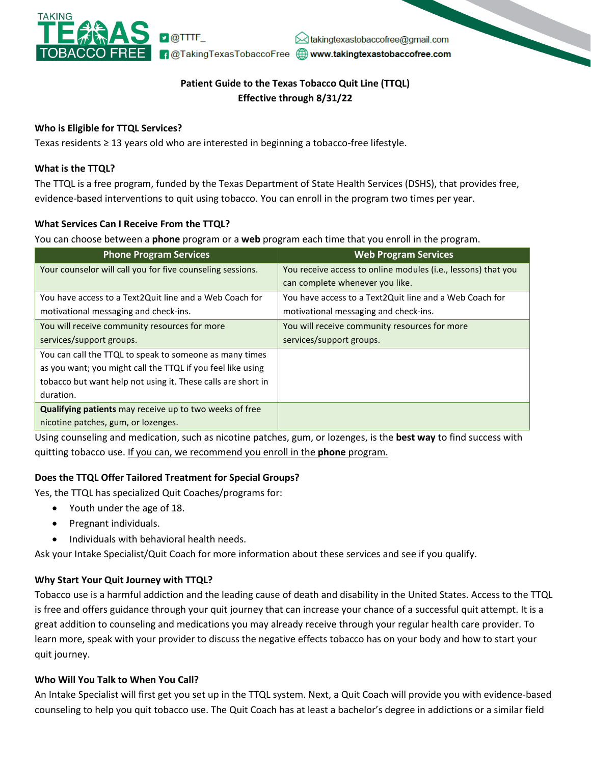TAKING TEXAS TOBACCO FREE

@TTTF_ | @TakingTexasTobaccoFree | takingtexastobaccofree@gmail.com | www.takingtexastobaccofree.com

**Patient Guide to the Texas Tobacco Quit Line (TTQL)**
**Effective through 8/31/22**

### Who is Eligible for TTQL Services?

Texas residents ≥ 13 years old who are interested in beginning a tobacco-free lifestyle.

### What is the TTQL?

The TTQL is a free program, funded by the Texas Department of State Health Services (DSHS), that provides free, evidence-based interventions to quit using tobacco. You can enroll in the program two times per year.

### What Services Can I Receive From the TTQL?

You can choose between a **phone** program or a **web** program each time that you enroll in the program.

| Phone Program Services | Web Program Services |
| --- | --- |
| Your counselor will call you for five counseling sessions. | You receive access to online modules (i.e., lessons) that you can complete whenever you like. |
| You have access to a Text2Quit line and a Web Coach for motivational messaging and check-ins. | You have access to a Text2Quit line and a Web Coach for motivational messaging and check-ins. |
| You will receive community resources for more services/support groups. | You will receive community resources for more services/support groups. |
| You can call the TTQL to speak to someone as many times as you want; you might call the TTQL if you feel like using tobacco but want help not using it. These calls are short in duration. | |
| **Qualifying patients** may receive up to two weeks of free nicotine patches, gum, or lozenges. | |

Using counseling and medication, such as nicotine patches, gum, or lozenges, is the **best way** to find success with quitting tobacco use. If you can, we recommend you enroll in the **phone** program.

### Does the TTQL Offer Tailored Treatment for Special Groups?

Yes, the TTQL has specialized Quit Coaches/programs for:

- Youth under the age of 18.
- Pregnant individuals.
- Individuals with behavioral health needs.

Ask your Intake Specialist/Quit Coach for more information about these services and see if you qualify.

### Why Start Your Quit Journey with TTQL?

Tobacco use is a harmful addiction and the leading cause of death and disability in the United States. Access to the TTQL is free and offers guidance through your quit journey that can increase your chance of a successful quit attempt. It is a great addition to counseling and medications you may already receive through your regular health care provider. To learn more, speak with your provider to discuss the negative effects tobacco has on your body and how to start your quit journey.

### Who Will You Talk to When You Call?

An Intake Specialist will first get you set up in the TTQL system. Next, a Quit Coach will provide you with evidence-based counseling to help you quit tobacco use. The Quit Coach has at least a bachelor's degree in addictions or a similar field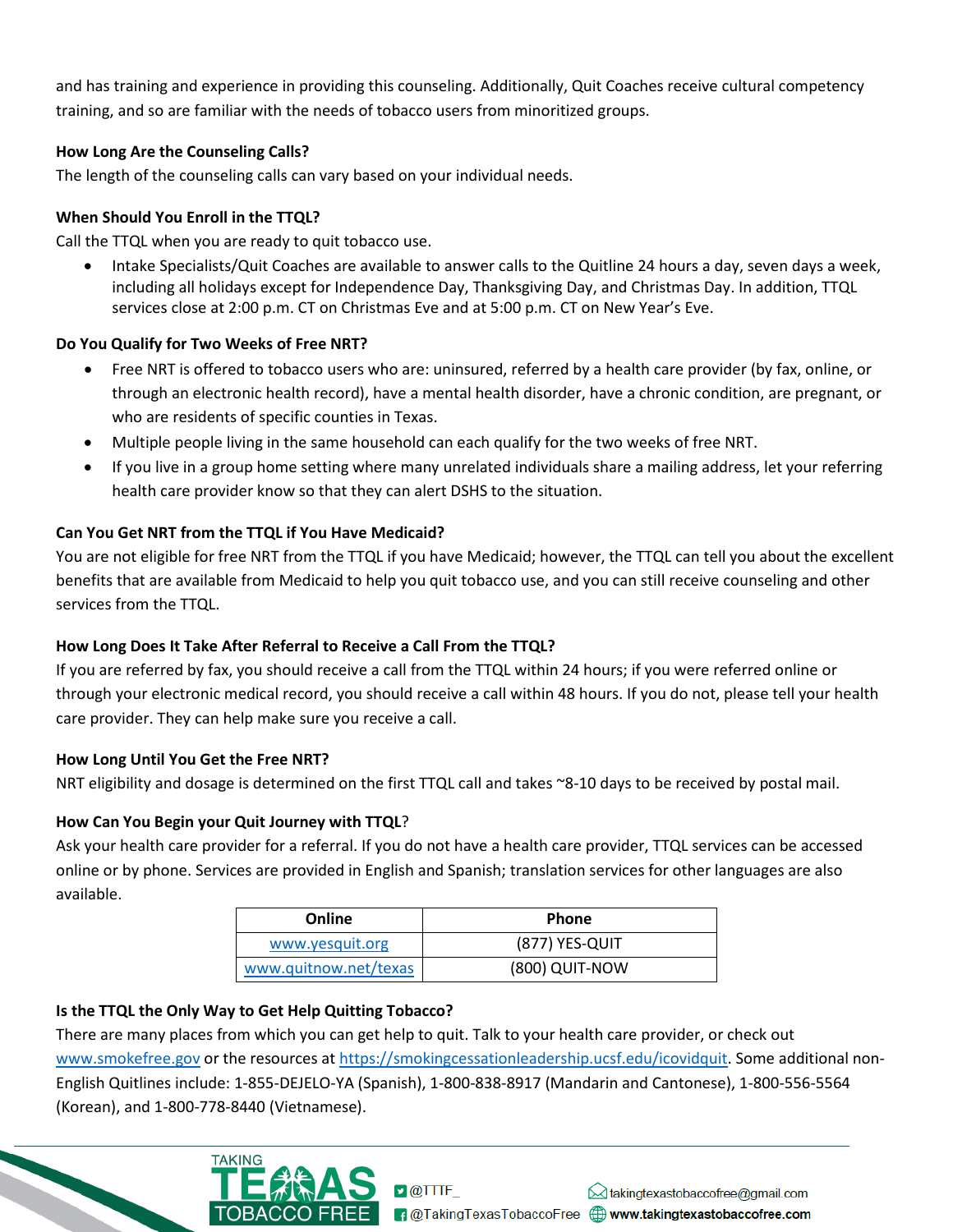and has training and experience in providing this counseling. Additionally, Quit Coaches receive cultural competency training, and so are familiar with the needs of tobacco users from minoritized groups.

**How Long Are the Counseling Calls?**

The length of the counseling calls can vary based on your individual needs.

**When Should You Enroll in the TTQL?**

Call the TTQL when you are ready to quit tobacco use.

- Intake Specialists/Quit Coaches are available to answer calls to the Quitline 24 hours a day, seven days a week, including all holidays except for Independence Day, Thanksgiving Day, and Christmas Day. In addition, TTQL services close at 2:00 p.m. CT on Christmas Eve and at 5:00 p.m. CT on New Year's Eve.

**Do You Qualify for Two Weeks of Free NRT?**

- Free NRT is offered to tobacco users who are: uninsured, referred by a health care provider (by fax, online, or through an electronic health record), have a mental health disorder, have a chronic condition, are pregnant, or who are residents of specific counties in Texas.
- Multiple people living in the same household can each qualify for the two weeks of free NRT.
- If you live in a group home setting where many unrelated individuals share a mailing address, let your referring health care provider know so that they can alert DSHS to the situation.

**Can You Get NRT from the TTQL if You Have Medicaid?**

You are not eligible for free NRT from the TTQL if you have Medicaid; however, the TTQL can tell you about the excellent benefits that are available from Medicaid to help you quit tobacco use, and you can still receive counseling and other services from the TTQL.

**How Long Does It Take After Referral to Receive a Call From the TTQL?**

If you are referred by fax, you should receive a call from the TTQL within 24 hours; if you were referred online or through your electronic medical record, you should receive a call within 48 hours. If you do not, please tell your health care provider. They can help make sure you receive a call.

**How Long Until You Get the Free NRT?**

NRT eligibility and dosage is determined on the first TTQL call and takes ~8-10 days to be received by postal mail.

**How Can You Begin your Quit Journey with TTQL?**

Ask your health care provider for a referral. If you do not have a health care provider, TTQL services can be accessed online or by phone. Services are provided in English and Spanish; translation services for other languages are also available.

| Online | Phone |
|---|---|
| www.yesquit.org | (877) YES-QUIT |
| www.quitnow.net/texas | (800) QUIT-NOW |

**Is the TTQL the Only Way to Get Help Quitting Tobacco?**

There are many places from which you can get help to quit. Talk to your health care provider, or check out www.smokefree.gov or the resources at https://smokingcessationleadership.ucsf.edu/icovidquit. Some additional non-English Quitlines include: 1-855-DEJELO-YA (Spanish), 1-800-838-8917 (Mandarin and Cantonese), 1-800-556-5564 (Korean), and 1-800-778-8440 (Vietnamese).

TAKING TEXAS TOBACCO FREE

@TTTF_

@TakingTexasTobaccoFree

takingtexastobaccofree@gmail.com

www.takingtexastobaccofree.com